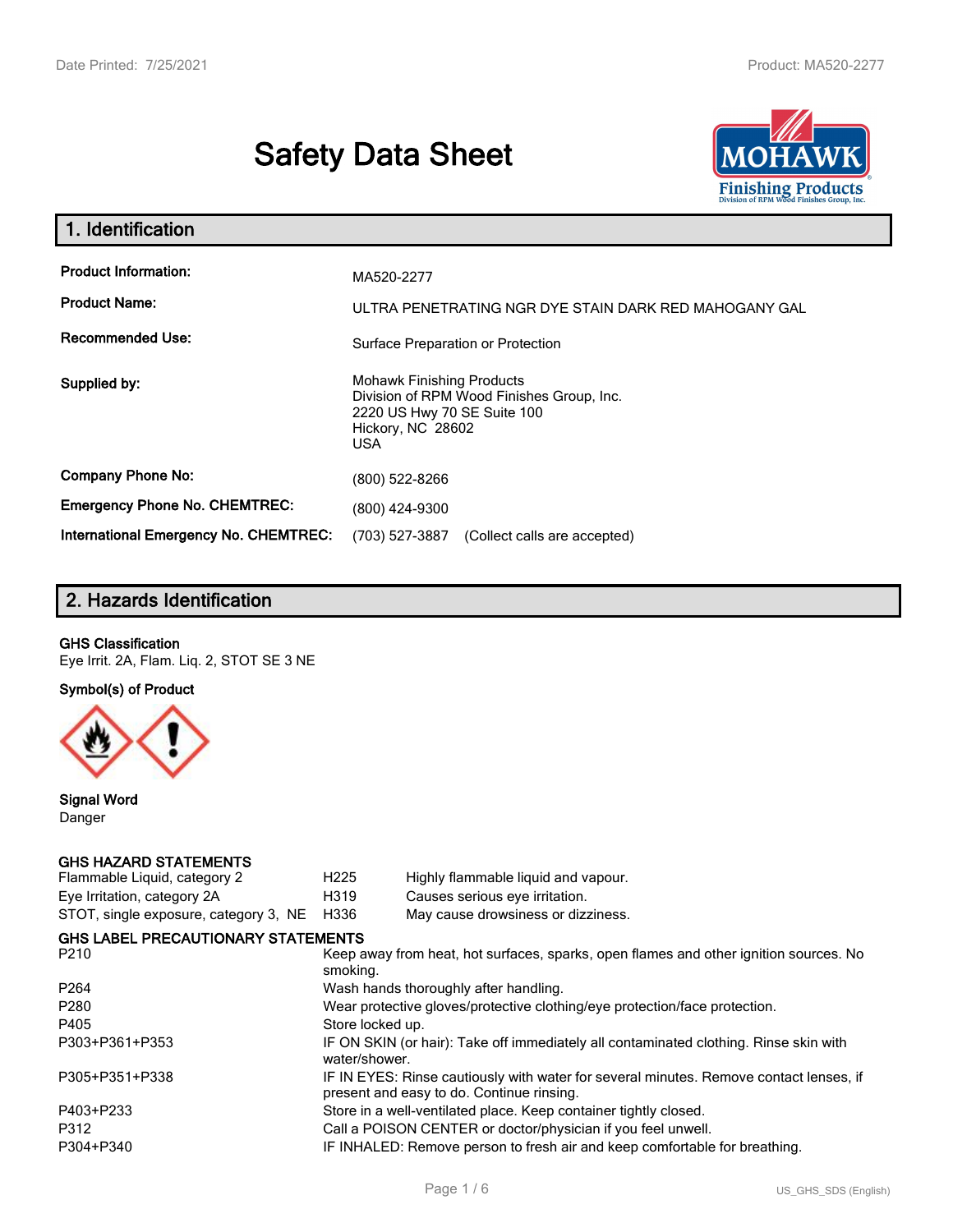# Safety Data Sheet

## 1. Identification

| | |
|---|---|
| **Product Information:** | MA520-2277 |
| **Product Name:** | ULTRA PENETRATING NGR DYE STAIN DARK RED MAHOGANY GAL |
| **Recommended Use:** | Surface Preparation or Protection |
| **Supplied by:** | Mohawk Finishing Products<br>Division of RPM Wood Finishes Group, Inc.<br>2220 US Hwy 70 SE Suite 100<br>Hickory, NC 28602<br>USA |
| **Company Phone No:** | (800) 522-8266 |
| **Emergency Phone No. CHEMTREC:** | (800) 424-9300 |
| **International Emergency No. CHEMTREC:** | (703) 527-3887 (Collect calls are accepted) |

## 2. Hazards Identification

**GHS Classification**

Eye Irrit. 2A, Flam. Liq. 2, STOT SE 3 NE

**Symbol(s) of Product**

**Signal Word**

Danger

**GHS HAZARD STATEMENTS**

| | | |
|---|---|---|
| Flammable Liquid, category 2 | H225 | Highly flammable liquid and vapour. |
| Eye Irritation, category 2A | H319 | Causes serious eye irritation. |
| STOT, single exposure, category 3, NE | H336 | May cause drowsiness or dizziness. |

**GHS LABEL PRECAUTIONARY STATEMENTS**

| | |
|---|---|
| P210 | Keep away from heat, hot surfaces, sparks, open flames and other ignition sources. No smoking. |
| P264 | Wash hands thoroughly after handling. |
| P280 | Wear protective gloves/protective clothing/eye protection/face protection. |
| P405 | Store locked up. |
| P303+P361+P353 | IF ON SKIN (or hair): Take off immediately all contaminated clothing. Rinse skin with water/shower. |
| P305+P351+P338 | IF IN EYES: Rinse cautiously with water for several minutes. Remove contact lenses, if present and easy to do. Continue rinsing. |
| P403+P233 | Store in a well-ventilated place. Keep container tightly closed. |
| P312 | Call a POISON CENTER or doctor/physician if you feel unwell. |
| P304+P340 | IF INHALED: Remove person to fresh air and keep comfortable for breathing. |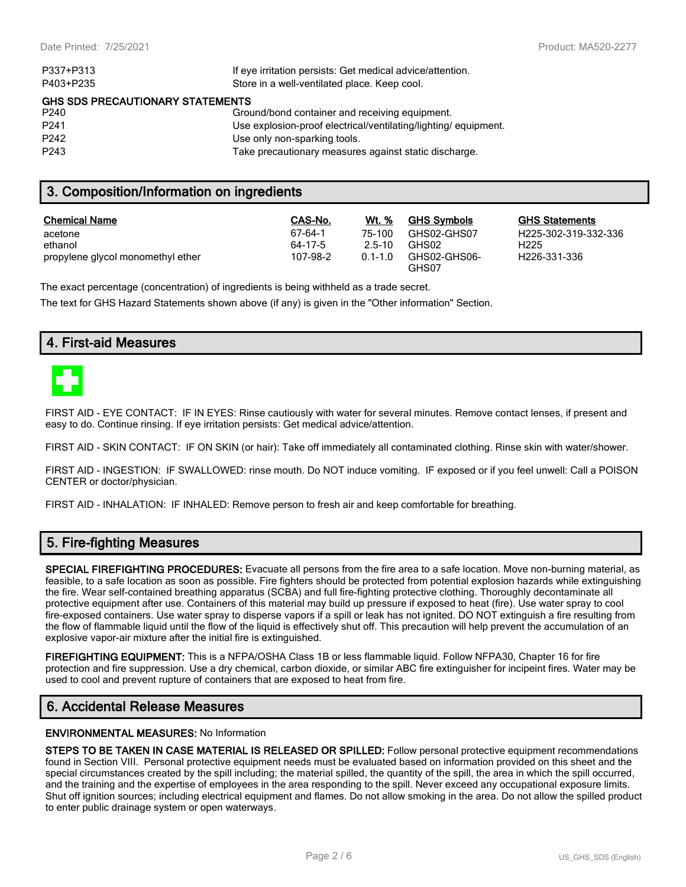| | |
|---|---|
| P337+P313 | If eye irritation persists: Get medical advice/attention. |
| P403+P235 | Store in a well-ventilated place. Keep cool. |

**GHS SDS PRECAUTIONARY STATEMENTS**

| | |
|---|---|
| P240 | Ground/bond container and receiving equipment. |
| P241 | Use explosion-proof electrical/ventilating/lighting/ equipment. |
| P242 | Use only non-sparking tools. |
| P243 | Take precautionary measures against static discharge. |

## 3. Composition/Information on ingredients

| Chemical Name | CAS-No. | Wt. % | GHS Symbols | GHS Statements |
|---|---|---|---|---|
| acetone | 67-64-1 | 75-100 | GHS02-GHS07 | H225-302-319-332-336 |
| ethanol | 64-17-5 | 2.5-10 | GHS02 | H225 |
| propylene glycol monomethyl ether | 107-98-2 | 0.1-1.0 | GHS02-GHS06-GHS07 | H226-331-336 |

The exact percentage (concentration) of ingredients is being withheld as a trade secret.

The text for GHS Hazard Statements shown above (if any) is given in the "Other information" Section.

## 4. First-aid Measures

FIRST AID - EYE CONTACT: IF IN EYES: Rinse cautiously with water for several minutes. Remove contact lenses, if present and easy to do. Continue rinsing. If eye irritation persists: Get medical advice/attention.

FIRST AID - SKIN CONTACT: IF ON SKIN (or hair): Take off immediately all contaminated clothing. Rinse skin with water/shower.

FIRST AID - INGESTION: IF SWALLOWED: rinse mouth. Do NOT induce vomiting. IF exposed or if you feel unwell: Call a POISON CENTER or doctor/physician.

FIRST AID - INHALATION: IF INHALED: Remove person to fresh air and keep comfortable for breathing.

## 5. Fire-fighting Measures

**SPECIAL FIREFIGHTING PROCEDURES:** Evacuate all persons from the fire area to a safe location. Move non-burning material, as feasible, to a safe location as soon as possible. Fire fighters should be protected from potential explosion hazards while extinguishing the fire. Wear self-contained breathing apparatus (SCBA) and full fire-fighting protective clothing. Thoroughly decontaminate all protective equipment after use. Containers of this material may build up pressure if exposed to heat (fire). Use water spray to cool fire-exposed containers. Use water spray to disperse vapors if a spill or leak has not ignited. DO NOT extinguish a fire resulting from the flow of flammable liquid until the flow of the liquid is effectively shut off. This precaution will help prevent the accumulation of an explosive vapor-air mixture after the initial fire is extinguished.

**FIREFIGHTING EQUIPMENT:** This is a NFPA/OSHA Class 1B or less flammable liquid. Follow NFPA30, Chapter 16 for fire protection and fire suppression. Use a dry chemical, carbon dioxide, or similar ABC fire extinguisher for incipeint fires. Water may be used to cool and prevent rupture of containers that are exposed to heat from fire.

## 6. Accidental Release Measures

**ENVIRONMENTAL MEASURES:** No Information

**STEPS TO BE TAKEN IN CASE MATERIAL IS RELEASED OR SPILLED:** Follow personal protective equipment recommendations found in Section VIII. Personal protective equipment needs must be evaluated based on information provided on this sheet and the special circumstances created by the spill including; the material spilled, the quantity of the spill, the area in which the spill occurred, and the training and the expertise of employees in the area responding to the spill. Never exceed any occupational exposure limits. Shut off ignition sources; including electrical equipment and flames. Do not allow smoking in the area. Do not allow the spilled product to enter public drainage system or open waterways.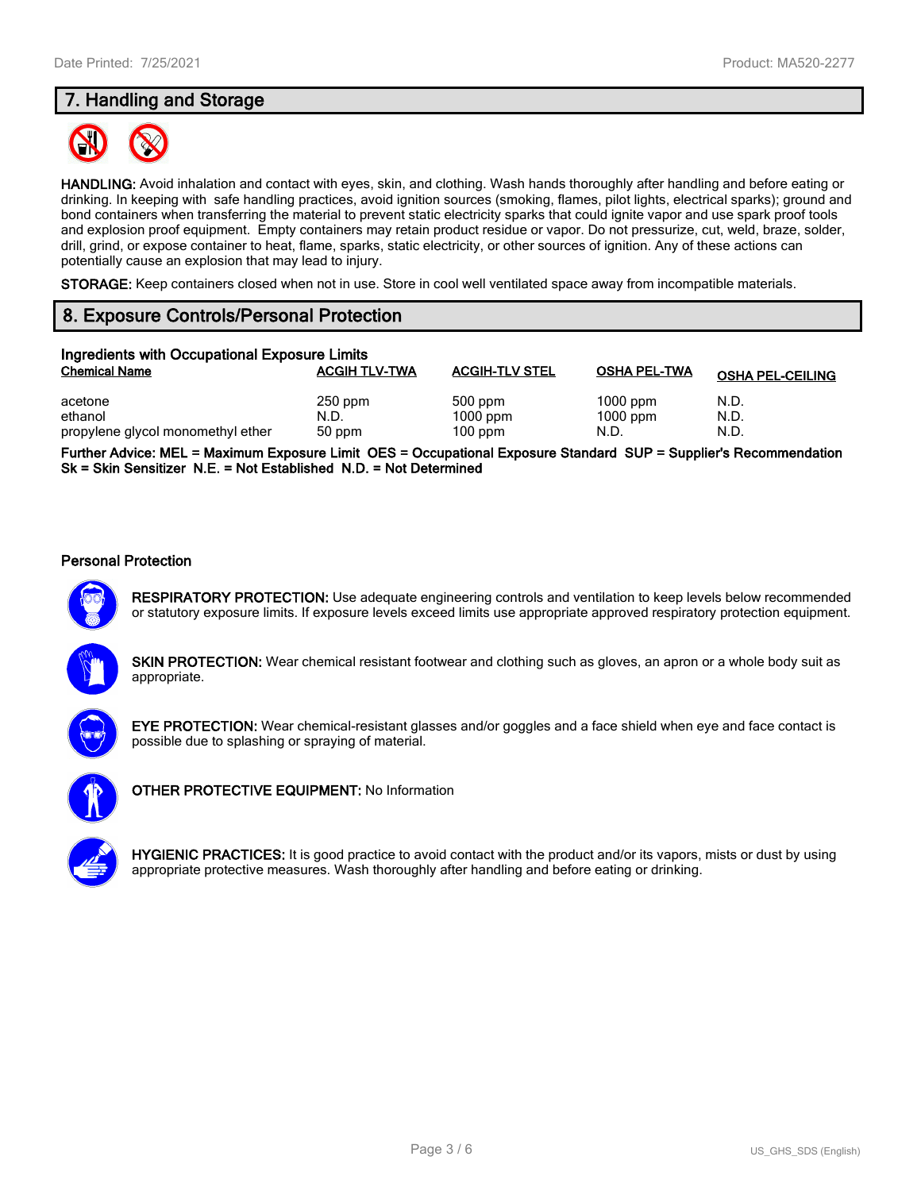## 7. Handling and Storage

**HANDLING:** Avoid inhalation and contact with eyes, skin, and clothing. Wash hands thoroughly after handling and before eating or drinking. In keeping with safe handling practices, avoid ignition sources (smoking, flames, pilot lights, electrical sparks); ground and bond containers when transferring the material to prevent static electricity sparks that could ignite vapor and use spark proof tools and explosion proof equipment. Empty containers may retain product residue or vapor. Do not pressurize, cut, weld, braze, solder, drill, grind, or expose container to heat, flame, sparks, static electricity, or other sources of ignition. Any of these actions can potentially cause an explosion that may lead to injury.

**STORAGE:** Keep containers closed when not in use. Store in cool well ventilated space away from incompatible materials.

## 8. Exposure Controls/Personal Protection

### Ingredients with Occupational Exposure Limits

| Chemical Name | ACGIH TLV-TWA | ACGIH-TLV STEL | OSHA PEL-TWA | OSHA PEL-CEILING |
|---|---|---|---|---|
| acetone | 250 ppm | 500 ppm | 1000 ppm | N.D. |
| ethanol | N.D. | 1000 ppm | 1000 ppm | N.D. |
| propylene glycol monomethyl ether | 50 ppm | 100 ppm | N.D. | N.D. |

**Further Advice: MEL = Maximum Exposure Limit OES = Occupational Exposure Standard SUP = Supplier's Recommendation Sk = Skin Sensitizer N.E. = Not Established N.D. = Not Determined**

### Personal Protection

**RESPIRATORY PROTECTION:** Use adequate engineering controls and ventilation to keep levels below recommended or statutory exposure limits. If exposure levels exceed limits use appropriate approved respiratory protection equipment.

**SKIN PROTECTION:** Wear chemical resistant footwear and clothing such as gloves, an apron or a whole body suit as appropriate.

**EYE PROTECTION:** Wear chemical-resistant glasses and/or goggles and a face shield when eye and face contact is possible due to splashing or spraying of material.

**OTHER PROTECTIVE EQUIPMENT:** No Information

**HYGIENIC PRACTICES:** It is good practice to avoid contact with the product and/or its vapors, mists or dust by using appropriate protective measures. Wash thoroughly after handling and before eating or drinking.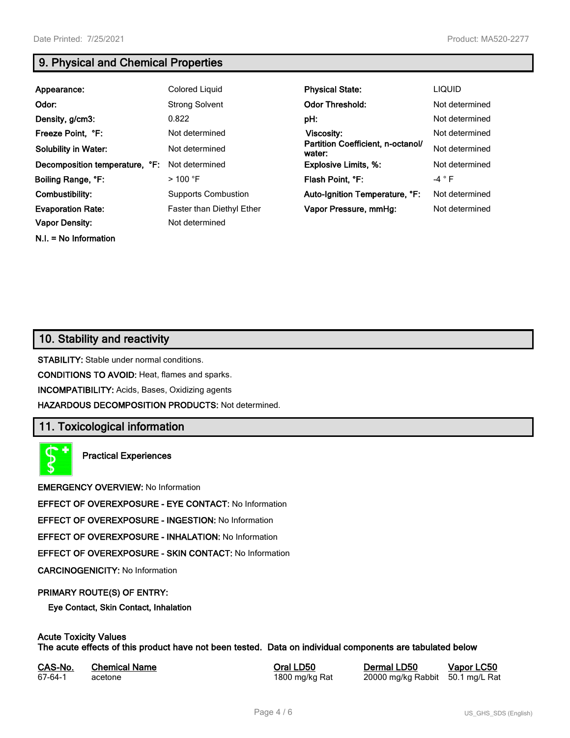## 9. Physical and Chemical Properties

| | | | |
|---|---|---|---|
| **Appearance:** | Colored Liquid | **Physical State:** | LIQUID |
| **Odor:** | Strong Solvent | **Odor Threshold:** | Not determined |
| **Density, g/cm3:** | 0.822 | **pH:** | Not determined |
| **Freeze Point, °F:** | Not determined | **Viscosity:** | Not determined |
| **Solubility in Water:** | Not determined | **Partition Coefficient, n-octanol/ water:** | Not determined |
| **Decomposition temperature, °F:** | Not determined | **Explosive Limits, %:** | Not determined |
| **Boiling Range, °F:** | > 100 °F | **Flash Point, °F:** | -4 ° F |
| **Combustibility:** | Supports Combustion | **Auto-Ignition Temperature, °F:** | Not determined |
| **Evaporation Rate:** | Faster than Diethyl Ether | **Vapor Pressure, mmHg:** | Not determined |
| **Vapor Density:** | Not determined | | |

**N.I. = No Information**

## 10. Stability and reactivity

**STABILITY:** Stable under normal conditions.

**CONDITIONS TO AVOID:** Heat, flames and sparks.

**INCOMPATIBILITY:** Acids, Bases, Oxidizing agents

**HAZARDOUS DECOMPOSITION PRODUCTS:** Not determined.

## 11. Toxicological information

**Practical Experiences**

**EMERGENCY OVERVIEW:** No Information

**EFFECT OF OVEREXPOSURE - EYE CONTACT:** No Information

**EFFECT OF OVEREXPOSURE - INGESTION:** No Information

**EFFECT OF OVEREXPOSURE - INHALATION:** No Information

**EFFECT OF OVEREXPOSURE - SKIN CONTACT:** No Information

**CARCINOGENICITY:** No Information

**PRIMARY ROUTE(S) OF ENTRY:**

**Eye Contact, Skin Contact, Inhalation**

**Acute Toxicity Values**
**The acute effects of this product have not been tested. Data on individual components are tabulated below**

| CAS-No. | Chemical Name | Oral LD50 | Dermal LD50 | Vapor LC50 |
|---|---|---|---|---|
| 67-64-1 | acetone | 1800 mg/kg Rat | 20000 mg/kg Rabbit | 50.1 mg/L Rat |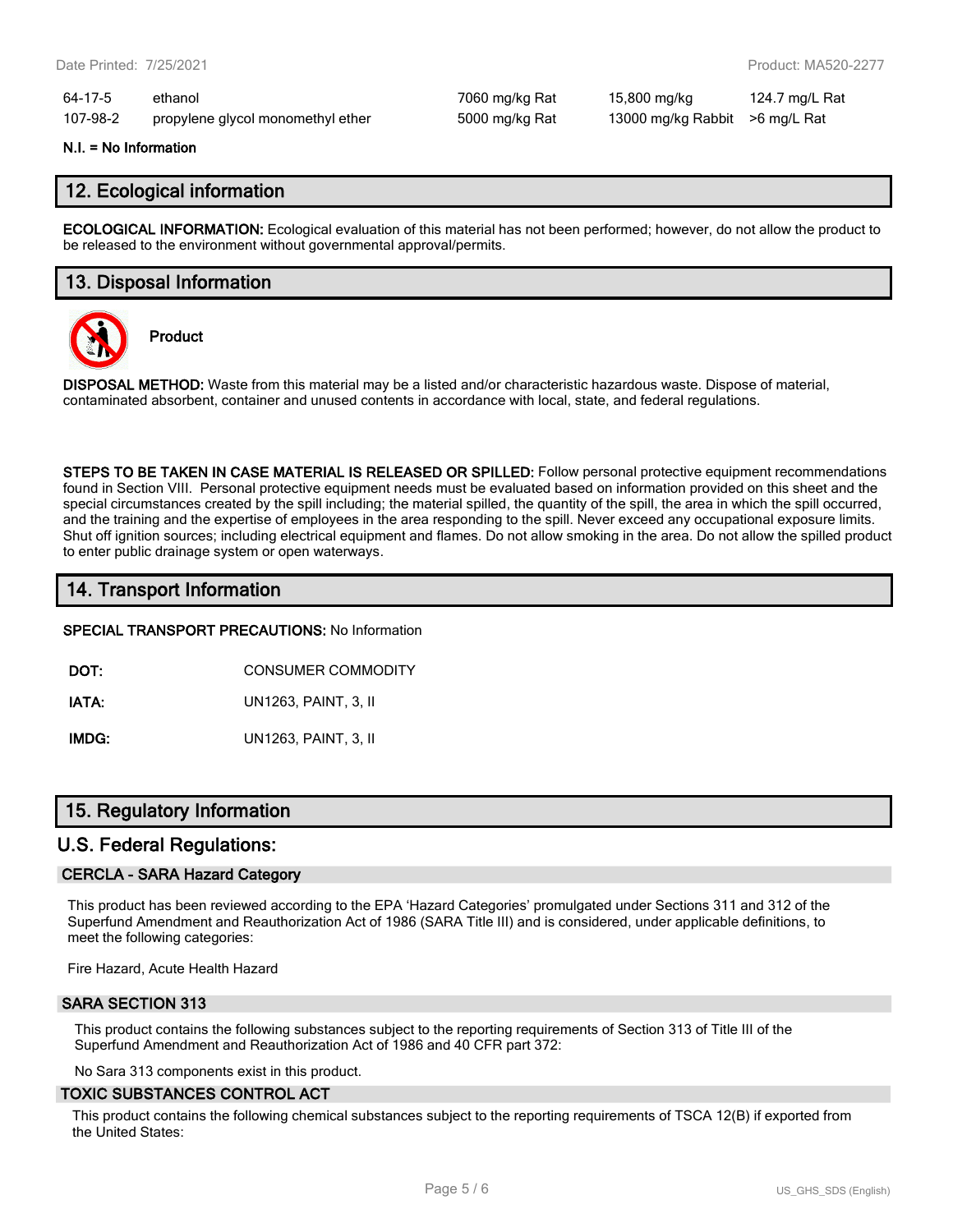| | | | | |
|---|---|---|---|---|
| 64-17-5 | ethanol | 7060 mg/kg Rat | 15,800 mg/kg | 124.7 mg/L Rat |
| 107-98-2 | propylene glycol monomethyl ether | 5000 mg/kg Rat | 13000 mg/kg Rabbit | >6 mg/L Rat |

**N.I. = No Information**

## 12. Ecological information

**ECOLOGICAL INFORMATION:** Ecological evaluation of this material has not been performed; however, do not allow the product to be released to the environment without governmental approval/permits.

## 13. Disposal Information

**Product**

**DISPOSAL METHOD:** Waste from this material may be a listed and/or characteristic hazardous waste. Dispose of material, contaminated absorbent, container and unused contents in accordance with local, state, and federal regulations.

**STEPS TO BE TAKEN IN CASE MATERIAL IS RELEASED OR SPILLED:** Follow personal protective equipment recommendations found in Section VIII. Personal protective equipment needs must be evaluated based on information provided on this sheet and the special circumstances created by the spill including; the material spilled, the quantity of the spill, the area in which the spill occurred, and the training and the expertise of employees in the area responding to the spill. Never exceed any occupational exposure limits. Shut off ignition sources; including electrical equipment and flames. Do not allow smoking in the area. Do not allow the spilled product to enter public drainage system or open waterways.

## 14. Transport Information

**SPECIAL TRANSPORT PRECAUTIONS:** No Information

| | |
|---|---|
| **DOT:** | CONSUMER COMMODITY |
| **IATA:** | UN1263, PAINT, 3, II |
| **IMDG:** | UN1263, PAINT, 3, II |

## 15. Regulatory Information

### U.S. Federal Regulations:

#### CERCLA - SARA Hazard Category

This product has been reviewed according to the EPA 'Hazard Categories' promulgated under Sections 311 and 312 of the Superfund Amendment and Reauthorization Act of 1986 (SARA Title III) and is considered, under applicable definitions, to meet the following categories:

Fire Hazard, Acute Health Hazard

#### SARA SECTION 313

This product contains the following substances subject to the reporting requirements of Section 313 of Title III of the Superfund Amendment and Reauthorization Act of 1986 and 40 CFR part 372:

No Sara 313 components exist in this product.

#### TOXIC SUBSTANCES CONTROL ACT

This product contains the following chemical substances subject to the reporting requirements of TSCA 12(B) if exported from the United States: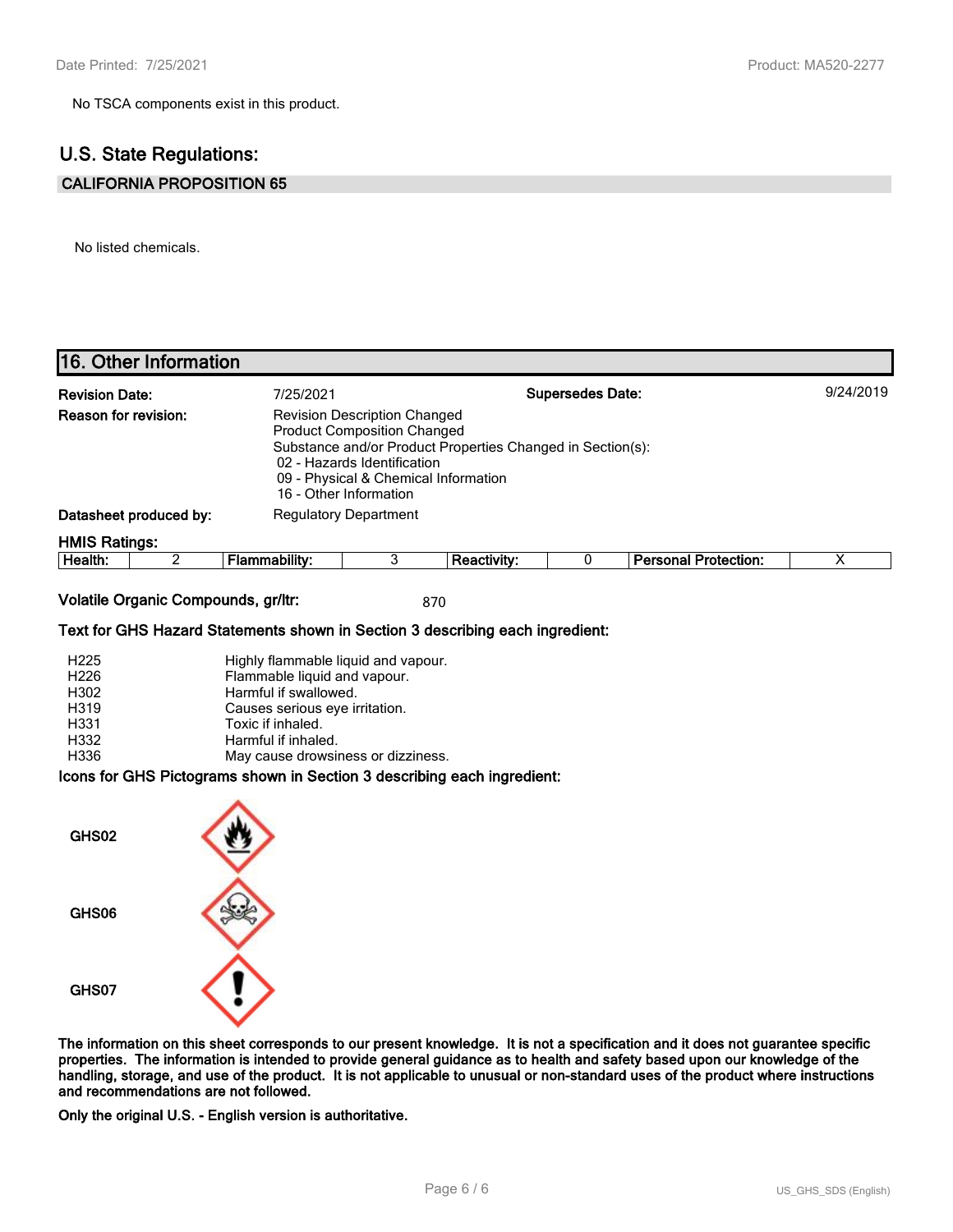No TSCA components exist in this product.

## U.S. State Regulations:

### CALIFORNIA PROPOSITION 65

No listed chemicals.

## 16. Other Information

**Revision Date:** 7/25/2021

**Supersedes Date:** 9/24/2019

**Reason for revision:**
Revision Description Changed
Product Composition Changed
Substance and/or Product Properties Changed in Section(s):
02 - Hazards Identification
09 - Physical & Chemical Information
16 - Other Information

**Datasheet produced by:** Regulatory Department

**HMIS Ratings:**

| | | | | | | | |
|---|---|---|---|---|---|---|---|
| **Health:** | 2 | **Flammability:** | 3 | **Reactivity:** | 0 | **Personal Protection:** | X |

**Volatile Organic Compounds, gr/ltr:** 870

**Text for GHS Hazard Statements shown in Section 3 describing each ingredient:**

| | |
|---|---|
| H225 | Highly flammable liquid and vapour. |
| H226 | Flammable liquid and vapour. |
| H302 | Harmful if swallowed. |
| H319 | Causes serious eye irritation. |
| H331 | Toxic if inhaled. |
| H332 | Harmful if inhaled. |
| H336 | May cause drowsiness or dizziness. |

**Icons for GHS Pictograms shown in Section 3 describing each ingredient:**

GHS02

GHS06

GHS07

**The information on this sheet corresponds to our present knowledge. It is not a specification and it does not guarantee specific properties. The information is intended to provide general guidance as to health and safety based upon our knowledge of the handling, storage, and use of the product. It is not applicable to unusual or non-standard uses of the product where instructions and recommendations are not followed.**

**Only the original U.S. - English version is authoritative.**